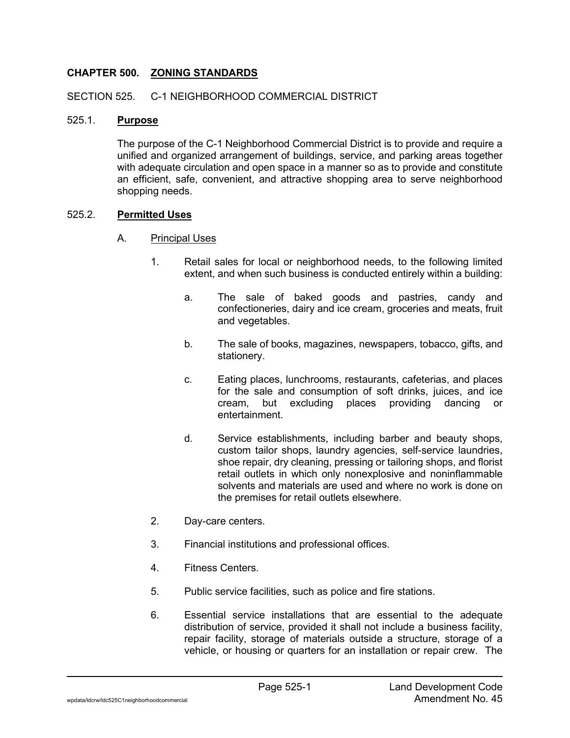# CHAPTER 500. ZONING STANDARDS

## SECTION 525. C-1 NEIGHBORHOOD COMMERCIAL DISTRICT

### 525.1. Purpose

The purpose of the C-1 Neighborhood Commercial District is to provide and require a unified and organized arrangement of buildings, service, and parking areas together with adequate circulation and open space in a manner so as to provide and constitute an efficient, safe, convenient, and attractive shopping area to serve neighborhood shopping needs.

### 525.2. Permitted Uses

A. Principal Uses

1. Retail sales for local or neighborhood needs, to the following limited extent, and when such business is conducted entirely within a building:

   a. The sale of baked goods and pastries, candy and confectioneries, dairy and ice cream, groceries and meats, fruit and vegetables.

   b. The sale of books, magazines, newspapers, tobacco, gifts, and stationery.

   c. Eating places, lunchrooms, restaurants, cafeterias, and places for the sale and consumption of soft drinks, juices, and ice cream, but excluding places providing dancing or entertainment.

   d. Service establishments, including barber and beauty shops, custom tailor shops, laundry agencies, self-service laundries, shoe repair, dry cleaning, pressing or tailoring shops, and florist retail outlets in which only nonexplosive and noninflammable solvents and materials are used and where no work is done on the premises for retail outlets elsewhere.

2. Day-care centers.

3. Financial institutions and professional offices.

4. Fitness Centers.

5. Public service facilities, such as police and fire stations.

6. Essential service installations that are essential to the adequate distribution of service, provided it shall not include a business facility, repair facility, storage of materials outside a structure, storage of a vehicle, or housing or quarters for an installation or repair crew. The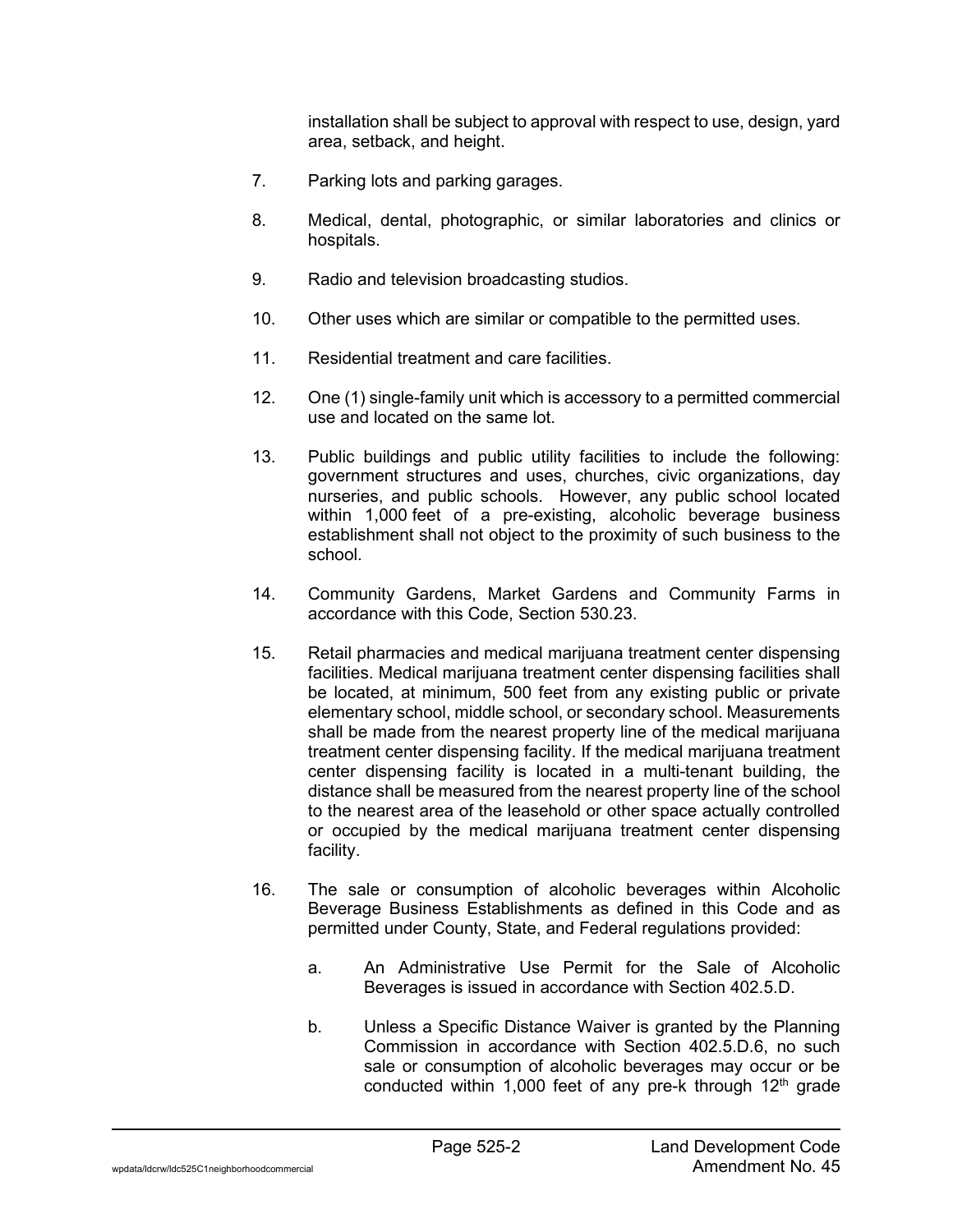installation shall be subject to approval with respect to use, design, yard area, setback, and height.

7. Parking lots and parking garages.

8. Medical, dental, photographic, or similar laboratories and clinics or hospitals.

9. Radio and television broadcasting studios.

10. Other uses which are similar or compatible to the permitted uses.

11. Residential treatment and care facilities.

12. One (1) single-family unit which is accessory to a permitted commercial use and located on the same lot.

13. Public buildings and public utility facilities to include the following: government structures and uses, churches, civic organizations, day nurseries, and public schools. However, any public school located within 1,000 feet of a pre-existing, alcoholic beverage business establishment shall not object to the proximity of such business to the school.

14. Community Gardens, Market Gardens and Community Farms in accordance with this Code, Section 530.23.

15. Retail pharmacies and medical marijuana treatment center dispensing facilities. Medical marijuana treatment center dispensing facilities shall be located, at minimum, 500 feet from any existing public or private elementary school, middle school, or secondary school. Measurements shall be made from the nearest property line of the medical marijuana treatment center dispensing facility. If the medical marijuana treatment center dispensing facility is located in a multi-tenant building, the distance shall be measured from the nearest property line of the school to the nearest area of the leasehold or other space actually controlled or occupied by the medical marijuana treatment center dispensing facility.

16. The sale or consumption of alcoholic beverages within Alcoholic Beverage Business Establishments as defined in this Code and as permitted under County, State, and Federal regulations provided:

    a. An Administrative Use Permit for the Sale of Alcoholic Beverages is issued in accordance with Section 402.5.D.

    b. Unless a Specific Distance Waiver is granted by the Planning Commission in accordance with Section 402.5.D.6, no such sale or consumption of alcoholic beverages may occur or be conducted within 1,000 feet of any pre-k through 12th grade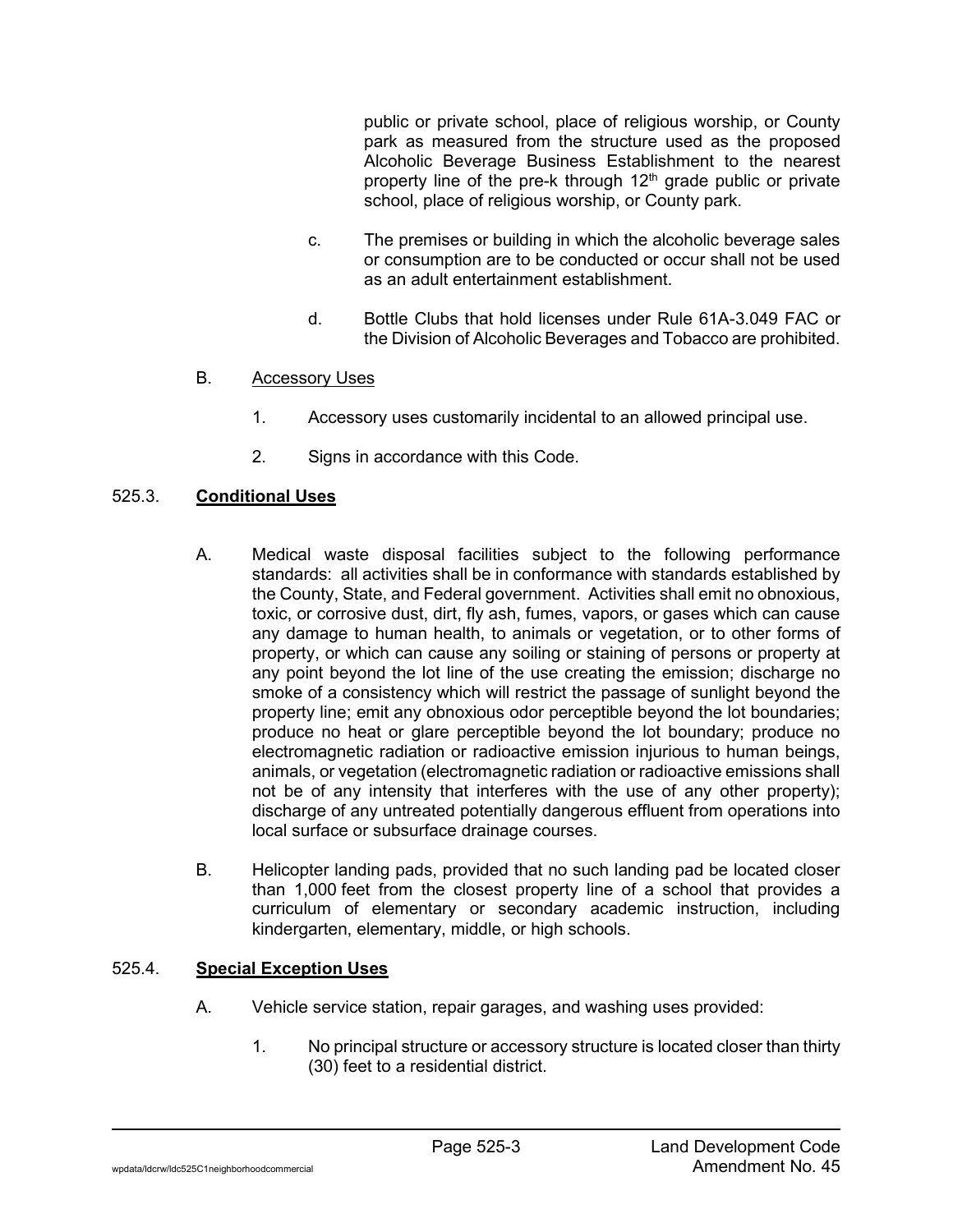public or private school, place of religious worship, or County park as measured from the structure used as the proposed Alcoholic Beverage Business Establishment to the nearest property line of the pre-k through 12th grade public or private school, place of religious worship, or County park.

c. The premises or building in which the alcoholic beverage sales or consumption are to be conducted or occur shall not be used as an adult entertainment establishment.

d. Bottle Clubs that hold licenses under Rule 61A-3.049 FAC or the Division of Alcoholic Beverages and Tobacco are prohibited.

B. Accessory Uses

1. Accessory uses customarily incidental to an allowed principal use.

2. Signs in accordance with this Code.

## 525.3. **Conditional Uses**

A. Medical waste disposal facilities subject to the following performance standards: all activities shall be in conformance with standards established by the County, State, and Federal government. Activities shall emit no obnoxious, toxic, or corrosive dust, dirt, fly ash, fumes, vapors, or gases which can cause any damage to human health, to animals or vegetation, or to other forms of property, or which can cause any soiling or staining of persons or property at any point beyond the lot line of the use creating the emission; discharge no smoke of a consistency which will restrict the passage of sunlight beyond the property line; emit any obnoxious odor perceptible beyond the lot boundaries; produce no heat or glare perceptible beyond the lot boundary; produce no electromagnetic radiation or radioactive emission injurious to human beings, animals, or vegetation (electromagnetic radiation or radioactive emissions shall not be of any intensity that interferes with the use of any other property); discharge of any untreated potentially dangerous effluent from operations into local surface or subsurface drainage courses.

B. Helicopter landing pads, provided that no such landing pad be located closer than 1,000 feet from the closest property line of a school that provides a curriculum of elementary or secondary academic instruction, including kindergarten, elementary, middle, or high schools.

## 525.4. **Special Exception Uses**

A. Vehicle service station, repair garages, and washing uses provided:

1. No principal structure or accessory structure is located closer than thirty (30) feet to a residential district.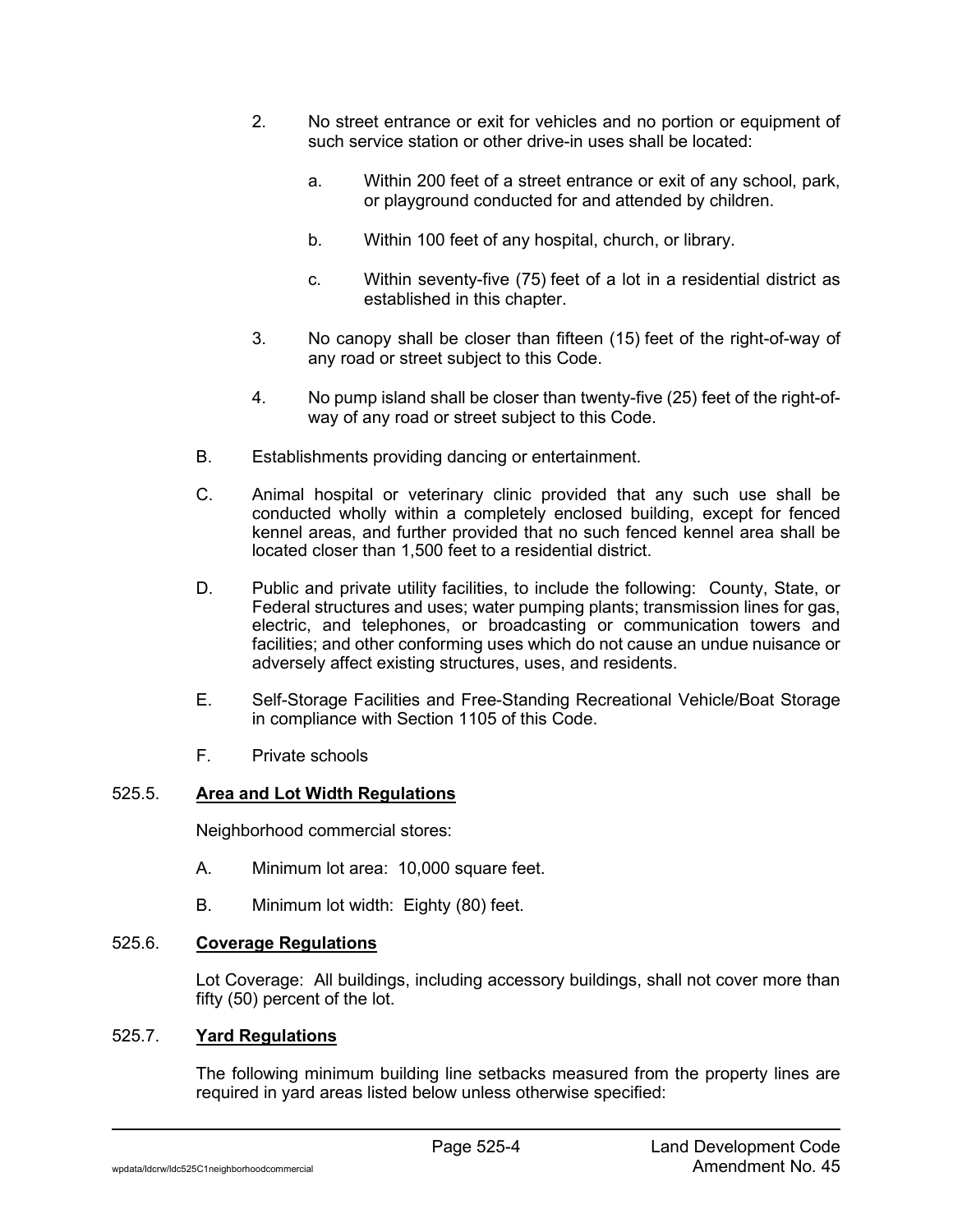2. No street entrance or exit for vehicles and no portion or equipment of such service station or other drive-in uses shall be located:

   a. Within 200 feet of a street entrance or exit of any school, park, or playground conducted for and attended by children.

   b. Within 100 feet of any hospital, church, or library.

   c. Within seventy-five (75) feet of a lot in a residential district as established in this chapter.

3. No canopy shall be closer than fifteen (15) feet of the right-of-way of any road or street subject to this Code.

4. No pump island shall be closer than twenty-five (25) feet of the right-of-way of any road or street subject to this Code.

B. Establishments providing dancing or entertainment.

C. Animal hospital or veterinary clinic provided that any such use shall be conducted wholly within a completely enclosed building, except for fenced kennel areas, and further provided that no such fenced kennel area shall be located closer than 1,500 feet to a residential district.

D. Public and private utility facilities, to include the following: County, State, or Federal structures and uses; water pumping plants; transmission lines for gas, electric, and telephones, or broadcasting or communication towers and facilities; and other conforming uses which do not cause an undue nuisance or adversely affect existing structures, uses, and residents.

E. Self-Storage Facilities and Free-Standing Recreational Vehicle/Boat Storage in compliance with Section 1105 of this Code.

F. Private schools

## 525.5. Area and Lot Width Regulations

Neighborhood commercial stores:

A. Minimum lot area: 10,000 square feet.

B. Minimum lot width: Eighty (80) feet.

## 525.6. Coverage Regulations

Lot Coverage: All buildings, including accessory buildings, shall not cover more than fifty (50) percent of the lot.

## 525.7. Yard Regulations

The following minimum building line setbacks measured from the property lines are required in yard areas listed below unless otherwise specified: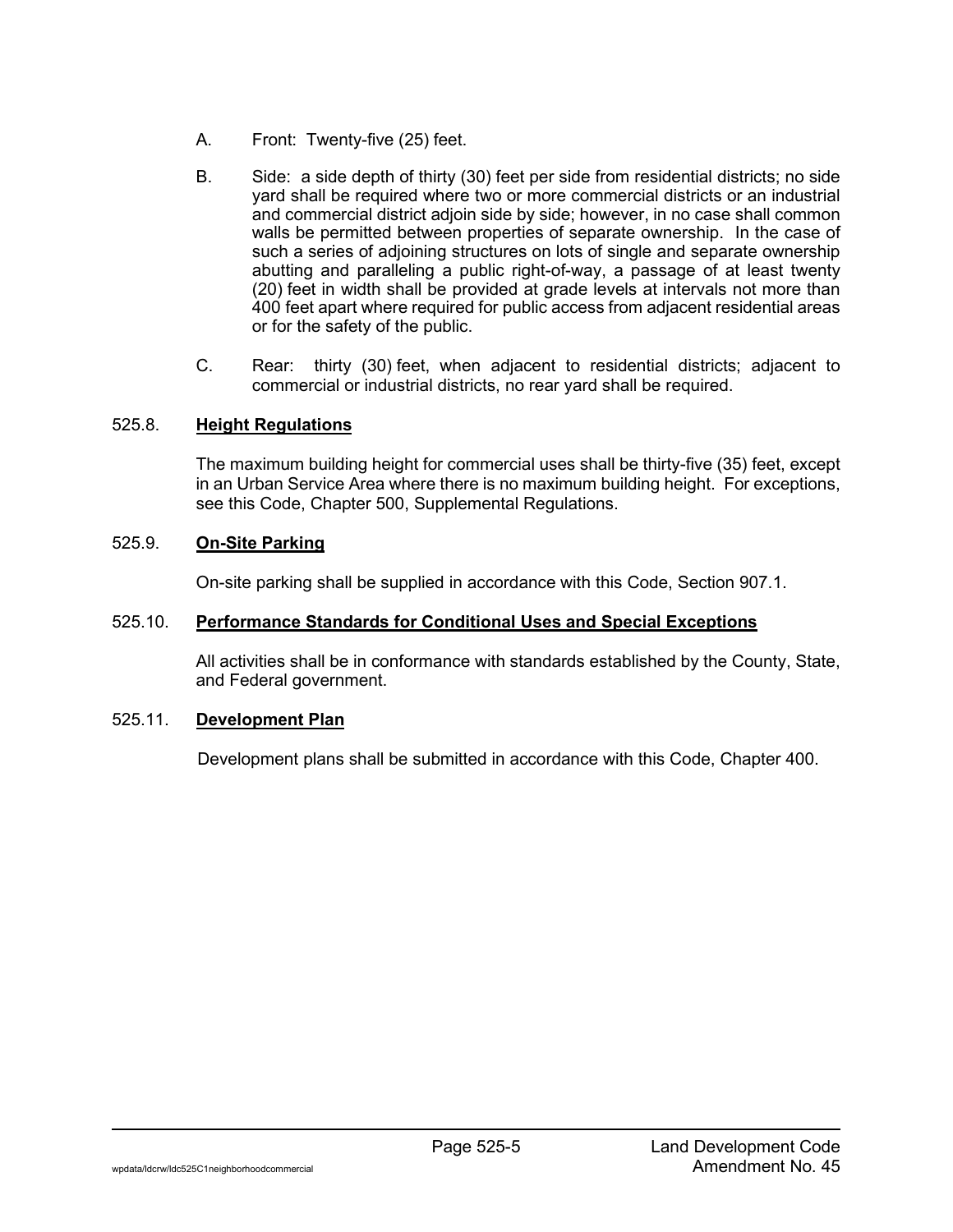A. Front: Twenty-five (25) feet.

B. Side: a side depth of thirty (30) feet per side from residential districts; no side yard shall be required where two or more commercial districts or an industrial and commercial district adjoin side by side; however, in no case shall common walls be permitted between properties of separate ownership. In the case of such a series of adjoining structures on lots of single and separate ownership abutting and paralleling a public right-of-way, a passage of at least twenty (20) feet in width shall be provided at grade levels at intervals not more than 400 feet apart where required for public access from adjacent residential areas or for the safety of the public.

C. Rear: thirty (30) feet, when adjacent to residential districts; adjacent to commercial or industrial districts, no rear yard shall be required.

### 525.8. **Height Regulations**

The maximum building height for commercial uses shall be thirty-five (35) feet, except in an Urban Service Area where there is no maximum building height. For exceptions, see this Code, Chapter 500, Supplemental Regulations.

### 525.9. **On-Site Parking**

On-site parking shall be supplied in accordance with this Code, Section 907.1.

### 525.10. **Performance Standards for Conditional Uses and Special Exceptions**

All activities shall be in conformance with standards established by the County, State, and Federal government.

### 525.11. **Development Plan**

Development plans shall be submitted in accordance with this Code, Chapter 400.